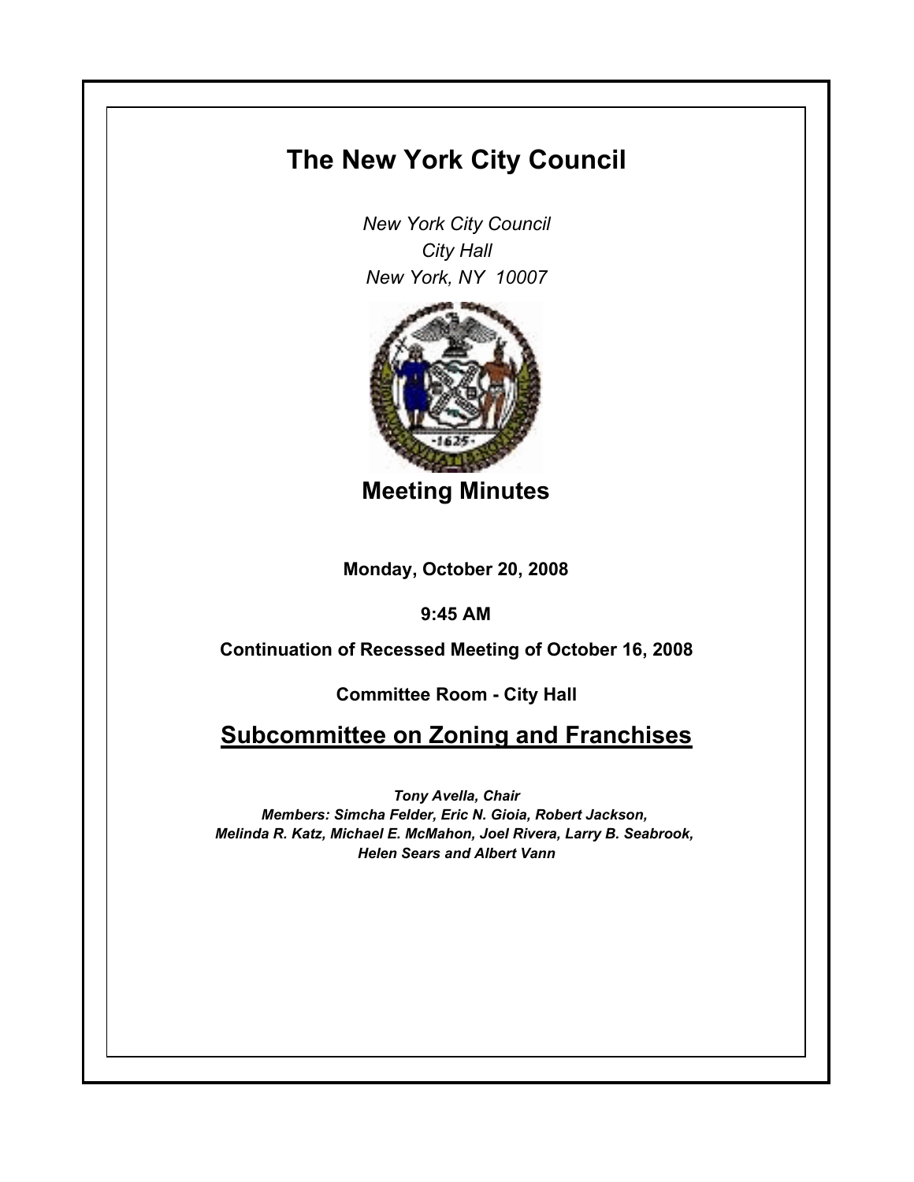# The New York City Council

*New York City Council*
*City Hall*
*New York, NY 10007*

## Meeting Minutes

**Monday, October 20, 2008**

**9:45 AM**

**Continuation of Recessed Meeting of October 16, 2008**

**Committee Room - City Hall**

## Subcommittee on Zoning and Franchises

***Tony Avella, Chair***
***Members: Simcha Felder, Eric N. Gioia, Robert Jackson, Melinda R. Katz, Michael E. McMahon, Joel Rivera, Larry B. Seabrook, Helen Sears and Albert Vann***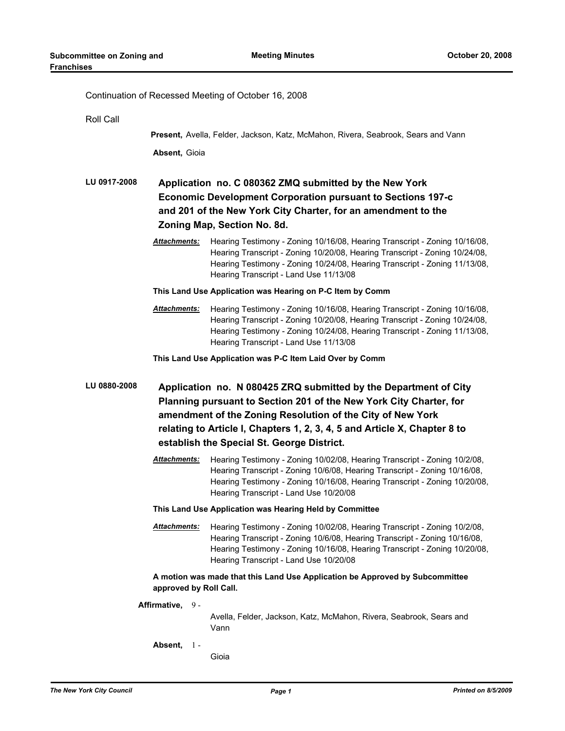Continuation of Recessed Meeting of October 16, 2008

Roll Call

**Present,** Avella, Felder, Jackson, Katz, McMahon, Rivera, Seabrook, Sears and Vann

**Absent,** Gioia

**LU 0917-2008** **Application no. C 080362 ZMQ submitted by the New York Economic Development Corporation pursuant to Sections 197-c and 201 of the New York City Charter, for an amendment to the Zoning Map, Section No. 8d.**

***Attachments:*** Hearing Testimony - Zoning 10/16/08, Hearing Transcript - Zoning 10/16/08, Hearing Transcript - Zoning 10/20/08, Hearing Transcript - Zoning 10/24/08, Hearing Testimony - Zoning 10/24/08, Hearing Transcript - Zoning 11/13/08, Hearing Transcript - Land Use 11/13/08

**This Land Use Application was Hearing on P-C Item by Comm**

***Attachments:*** Hearing Testimony - Zoning 10/16/08, Hearing Transcript - Zoning 10/16/08, Hearing Transcript - Zoning 10/20/08, Hearing Transcript - Zoning 10/24/08, Hearing Testimony - Zoning 10/24/08, Hearing Transcript - Zoning 11/13/08, Hearing Transcript - Land Use 11/13/08

**This Land Use Application was P-C Item Laid Over by Comm**

**LU 0880-2008** **Application no. N 080425 ZRQ submitted by the Department of City Planning pursuant to Section 201 of the New York City Charter, for amendment of the Zoning Resolution of the City of New York relating to Article I, Chapters 1, 2, 3, 4, 5 and Article X, Chapter 8 to establish the Special St. George District.**

***Attachments:*** Hearing Testimony - Zoning 10/02/08, Hearing Transcript - Zoning 10/2/08, Hearing Transcript - Zoning 10/6/08, Hearing Transcript - Zoning 10/16/08, Hearing Testimony - Zoning 10/16/08, Hearing Transcript - Zoning 10/20/08, Hearing Transcript - Land Use 10/20/08

**This Land Use Application was Hearing Held by Committee**

***Attachments:*** Hearing Testimony - Zoning 10/02/08, Hearing Transcript - Zoning 10/2/08, Hearing Transcript - Zoning 10/6/08, Hearing Transcript - Zoning 10/16/08, Hearing Testimony - Zoning 10/16/08, Hearing Transcript - Zoning 10/20/08, Hearing Transcript - Land Use 10/20/08

**A motion was made that this Land Use Application be Approved by Subcommittee approved by Roll Call.**

**Affirmative,** 9 - Avella, Felder, Jackson, Katz, McMahon, Rivera, Seabrook, Sears and Vann

**Absent,** 1 - Gioia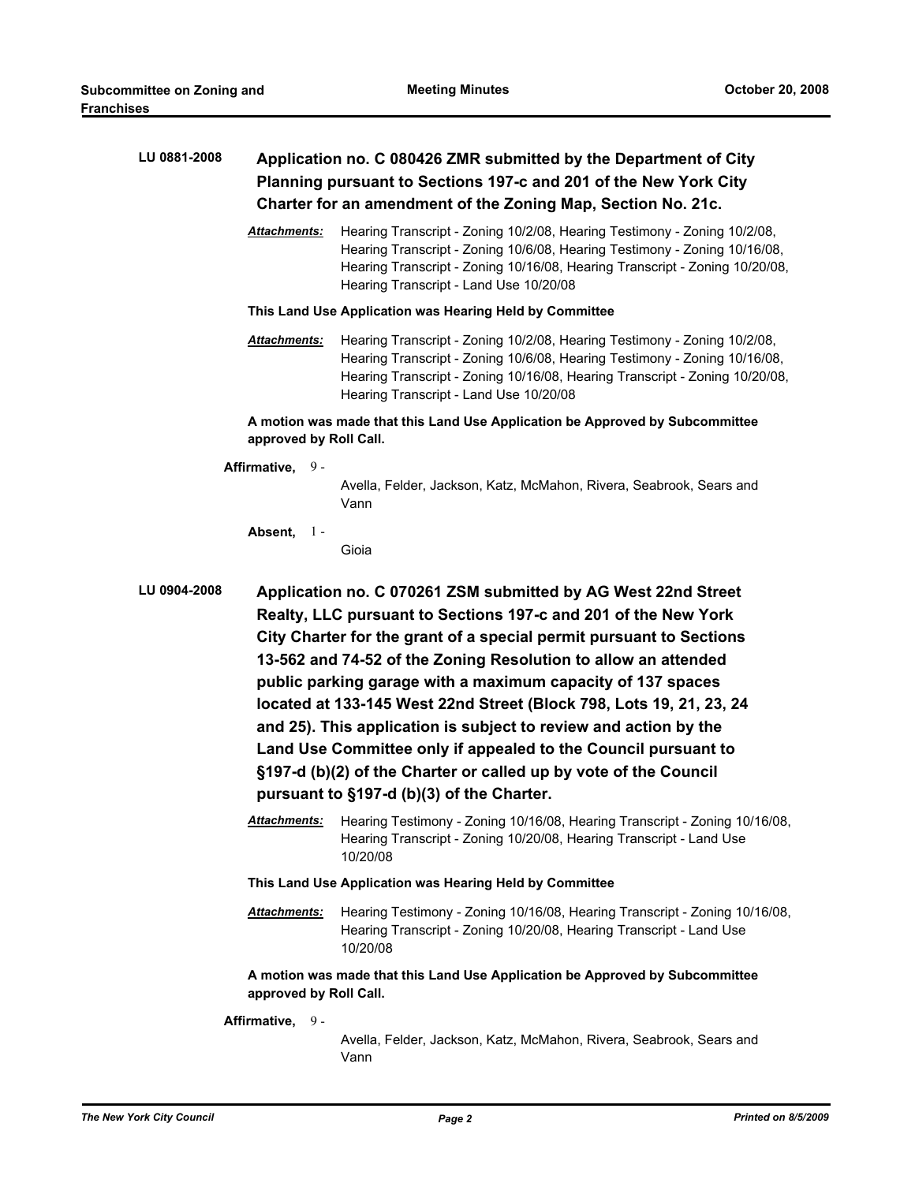**LU 0881-2008** **Application no. C 080426 ZMR submitted by the Department of City Planning pursuant to Sections 197-c and 201 of the New York City Charter for an amendment of the Zoning Map, Section No. 21c.**

***Attachments:*** Hearing Transcript - Zoning 10/2/08, Hearing Testimony - Zoning 10/2/08, Hearing Transcript - Zoning 10/6/08, Hearing Testimony - Zoning 10/16/08, Hearing Transcript - Zoning 10/16/08, Hearing Transcript - Zoning 10/20/08, Hearing Transcript - Land Use 10/20/08

**This Land Use Application was Hearing Held by Committee**

***Attachments:*** Hearing Transcript - Zoning 10/2/08, Hearing Testimony - Zoning 10/2/08, Hearing Transcript - Zoning 10/6/08, Hearing Testimony - Zoning 10/16/08, Hearing Transcript - Zoning 10/16/08, Hearing Transcript - Zoning 10/20/08, Hearing Transcript - Land Use 10/20/08

**A motion was made that this Land Use Application be Approved by Subcommittee approved by Roll Call.**

**Affirmative,** 9 -
Avella, Felder, Jackson, Katz, McMahon, Rivera, Seabrook, Sears and Vann

**Absent,** 1 -
Gioia

**LU 0904-2008** **Application no. C 070261 ZSM submitted by AG West 22nd Street Realty, LLC pursuant to Sections 197-c and 201 of the New York City Charter for the grant of a special permit pursuant to Sections 13-562 and 74-52 of the Zoning Resolution to allow an attended public parking garage with a maximum capacity of 137 spaces located at 133-145 West 22nd Street (Block 798, Lots 19, 21, 23, 24 and 25). This application is subject to review and action by the Land Use Committee only if appealed to the Council pursuant to §197-d (b)(2) of the Charter or called up by vote of the Council pursuant to §197-d (b)(3) of the Charter.**

***Attachments:*** Hearing Testimony - Zoning 10/16/08, Hearing Transcript - Zoning 10/16/08, Hearing Transcript - Zoning 10/20/08, Hearing Transcript - Land Use 10/20/08

**This Land Use Application was Hearing Held by Committee**

***Attachments:*** Hearing Testimony - Zoning 10/16/08, Hearing Transcript - Zoning 10/16/08, Hearing Transcript - Zoning 10/20/08, Hearing Transcript - Land Use 10/20/08

**A motion was made that this Land Use Application be Approved by Subcommittee approved by Roll Call.**

**Affirmative,** 9 -
Avella, Felder, Jackson, Katz, McMahon, Rivera, Seabrook, Sears and Vann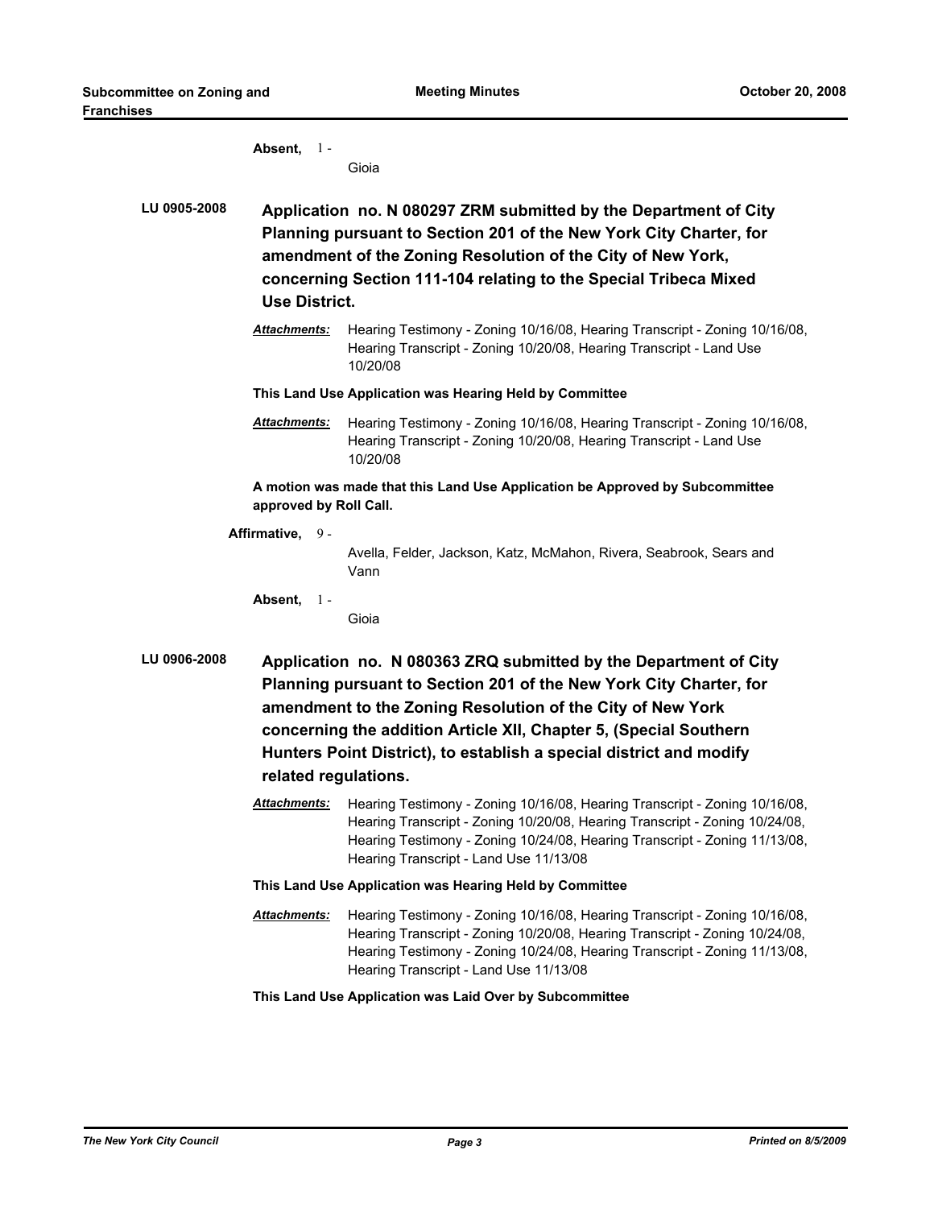**Absent,** 1 - Gioia

**LU 0905-2008** **Application no. N 080297 ZRM submitted by the Department of City Planning pursuant to Section 201 of the New York City Charter, for amendment of the Zoning Resolution of the City of New York, concerning Section 111-104 relating to the Special Tribeca Mixed Use District.**

***Attachments:*** Hearing Testimony - Zoning 10/16/08, Hearing Transcript - Zoning 10/16/08, Hearing Transcript - Zoning 10/20/08, Hearing Transcript - Land Use 10/20/08

**This Land Use Application was Hearing Held by Committee**

***Attachments:*** Hearing Testimony - Zoning 10/16/08, Hearing Transcript - Zoning 10/16/08, Hearing Transcript - Zoning 10/20/08, Hearing Transcript - Land Use 10/20/08

**A motion was made that this Land Use Application be Approved by Subcommittee approved by Roll Call.**

**Affirmative,** 9 - Avella, Felder, Jackson, Katz, McMahon, Rivera, Seabrook, Sears and Vann

**Absent,** 1 - Gioia

**LU 0906-2008** **Application no. N 080363 ZRQ submitted by the Department of City Planning pursuant to Section 201 of the New York City Charter, for amendment to the Zoning Resolution of the City of New York concerning the addition Article XII, Chapter 5, (Special Southern Hunters Point District), to establish a special district and modify related regulations.**

***Attachments:*** Hearing Testimony - Zoning 10/16/08, Hearing Transcript - Zoning 10/16/08, Hearing Transcript - Zoning 10/20/08, Hearing Transcript - Zoning 10/24/08, Hearing Testimony - Zoning 10/24/08, Hearing Transcript - Zoning 11/13/08, Hearing Transcript - Land Use 11/13/08

**This Land Use Application was Hearing Held by Committee**

***Attachments:*** Hearing Testimony - Zoning 10/16/08, Hearing Transcript - Zoning 10/16/08, Hearing Transcript - Zoning 10/20/08, Hearing Transcript - Zoning 10/24/08, Hearing Testimony - Zoning 10/24/08, Hearing Transcript - Zoning 11/13/08, Hearing Transcript - Land Use 11/13/08

**This Land Use Application was Laid Over by Subcommittee**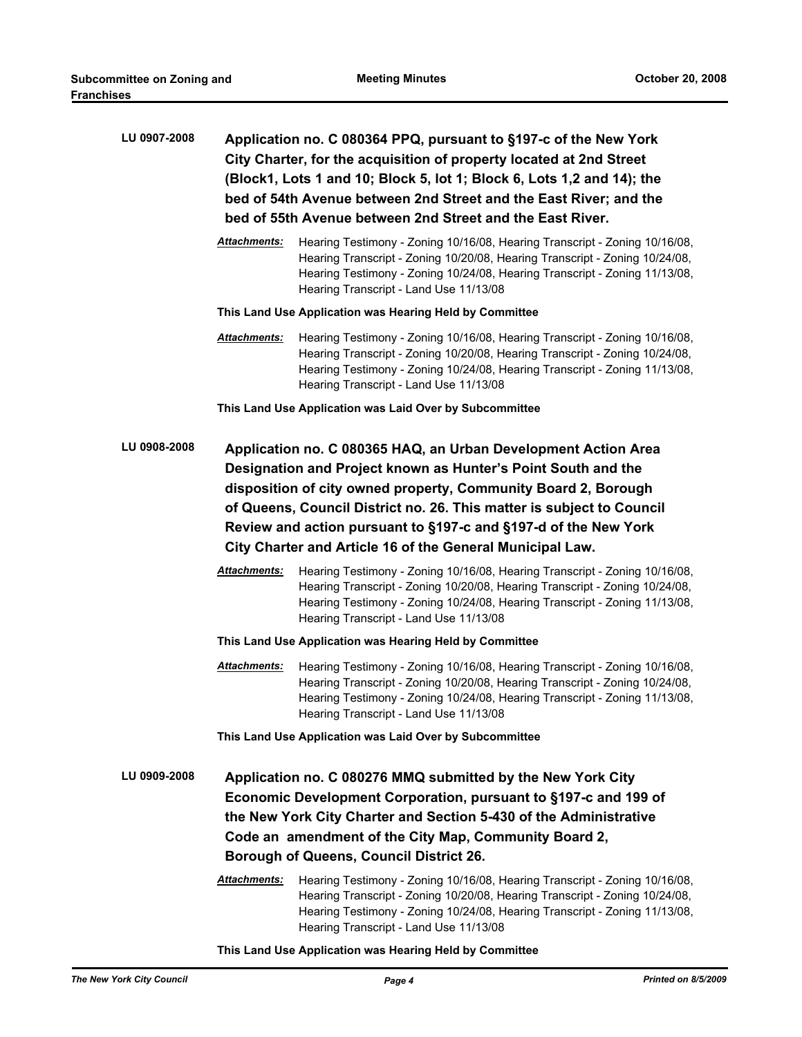**LU 0907-2008** **Application no. C 080364 PPQ, pursuant to §197-c of the New York City Charter, for the acquisition of property located at 2nd Street (Block1, Lots 1 and 10; Block 5, lot 1; Block 6, Lots 1,2 and 14); the bed of 54th Avenue between 2nd Street and the East River; and the bed of 55th Avenue between 2nd Street and the East River.**

*Attachments:* Hearing Testimony - Zoning 10/16/08, Hearing Transcript - Zoning 10/16/08, Hearing Transcript - Zoning 10/20/08, Hearing Transcript - Zoning 10/24/08, Hearing Testimony - Zoning 10/24/08, Hearing Transcript - Zoning 11/13/08, Hearing Transcript - Land Use 11/13/08

**This Land Use Application was Hearing Held by Committee**

*Attachments:* Hearing Testimony - Zoning 10/16/08, Hearing Transcript - Zoning 10/16/08, Hearing Transcript - Zoning 10/20/08, Hearing Transcript - Zoning 10/24/08, Hearing Testimony - Zoning 10/24/08, Hearing Transcript - Zoning 11/13/08, Hearing Transcript - Land Use 11/13/08

**This Land Use Application was Laid Over by Subcommittee**

**LU 0908-2008** **Application no. C 080365 HAQ, an Urban Development Action Area Designation and Project known as Hunter's Point South and the disposition of city owned property, Community Board 2, Borough of Queens, Council District no. 26. This matter is subject to Council Review and action pursuant to §197-c and §197-d of the New York City Charter and Article 16 of the General Municipal Law.**

*Attachments:* Hearing Testimony - Zoning 10/16/08, Hearing Transcript - Zoning 10/16/08, Hearing Transcript - Zoning 10/20/08, Hearing Transcript - Zoning 10/24/08, Hearing Testimony - Zoning 10/24/08, Hearing Transcript - Zoning 11/13/08, Hearing Transcript - Land Use 11/13/08

**This Land Use Application was Hearing Held by Committee**

*Attachments:* Hearing Testimony - Zoning 10/16/08, Hearing Transcript - Zoning 10/16/08, Hearing Transcript - Zoning 10/20/08, Hearing Transcript - Zoning 10/24/08, Hearing Testimony - Zoning 10/24/08, Hearing Transcript - Zoning 11/13/08, Hearing Transcript - Land Use 11/13/08

**This Land Use Application was Laid Over by Subcommittee**

**LU 0909-2008** **Application no. C 080276 MMQ submitted by the New York City Economic Development Corporation, pursuant to §197-c and 199 of the New York City Charter and Section 5-430 of the Administrative Code an amendment of the City Map, Community Board 2, Borough of Queens, Council District 26.**

*Attachments:* Hearing Testimony - Zoning 10/16/08, Hearing Transcript - Zoning 10/16/08, Hearing Transcript - Zoning 10/20/08, Hearing Transcript - Zoning 10/24/08, Hearing Testimony - Zoning 10/24/08, Hearing Transcript - Zoning 11/13/08, Hearing Transcript - Land Use 11/13/08

**This Land Use Application was Hearing Held by Committee**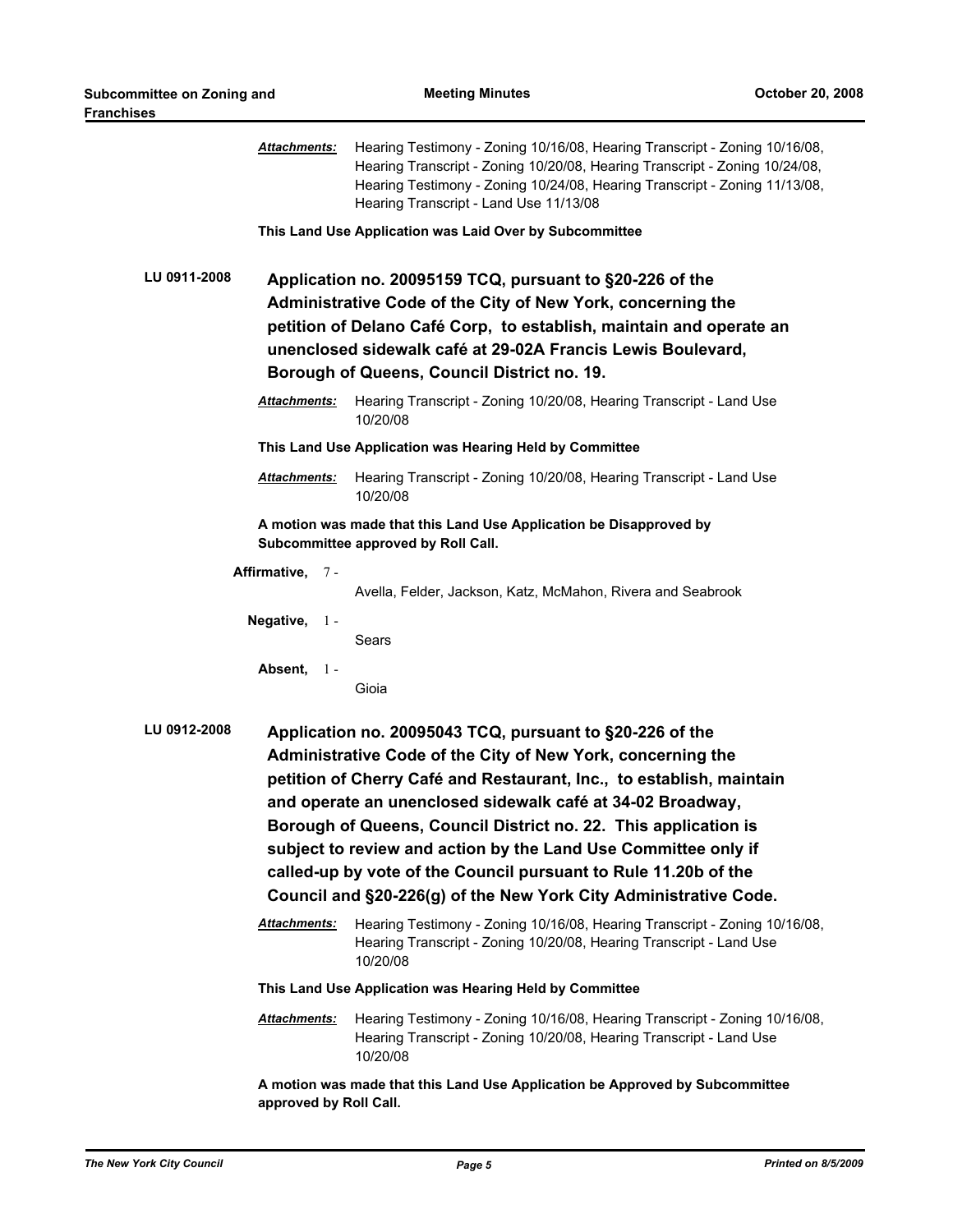***Attachments:*** Hearing Testimony - Zoning 10/16/08, Hearing Transcript - Zoning 10/16/08, Hearing Transcript - Zoning 10/20/08, Hearing Transcript - Zoning 10/24/08, Hearing Testimony - Zoning 10/24/08, Hearing Transcript - Zoning 11/13/08, Hearing Transcript - Land Use 11/13/08

**This Land Use Application was Laid Over by Subcommittee**

**LU 0911-2008** **Application no. 20095159 TCQ, pursuant to §20-226 of the Administrative Code of the City of New York, concerning the petition of Delano Café Corp, to establish, maintain and operate an unenclosed sidewalk café at 29-02A Francis Lewis Boulevard, Borough of Queens, Council District no. 19.**

***Attachments:*** Hearing Transcript - Zoning 10/20/08, Hearing Transcript - Land Use 10/20/08

**This Land Use Application was Hearing Held by Committee**

***Attachments:*** Hearing Transcript - Zoning 10/20/08, Hearing Transcript - Land Use 10/20/08

**A motion was made that this Land Use Application be Disapproved by Subcommittee approved by Roll Call.**

**Affirmative,** 7 - Avella, Felder, Jackson, Katz, McMahon, Rivera and Seabrook

**Negative,** 1 - Sears

**Absent,** 1 - Gioia

**LU 0912-2008** **Application no. 20095043 TCQ, pursuant to §20-226 of the Administrative Code of the City of New York, concerning the petition of Cherry Café and Restaurant, Inc., to establish, maintain and operate an unenclosed sidewalk café at 34-02 Broadway, Borough of Queens, Council District no. 22. This application is subject to review and action by the Land Use Committee only if called-up by vote of the Council pursuant to Rule 11.20b of the Council and §20-226(g) of the New York City Administrative Code.**

***Attachments:*** Hearing Testimony - Zoning 10/16/08, Hearing Transcript - Zoning 10/16/08, Hearing Transcript - Zoning 10/20/08, Hearing Transcript - Land Use 10/20/08

**This Land Use Application was Hearing Held by Committee**

***Attachments:*** Hearing Testimony - Zoning 10/16/08, Hearing Transcript - Zoning 10/16/08, Hearing Transcript - Zoning 10/20/08, Hearing Transcript - Land Use 10/20/08

**A motion was made that this Land Use Application be Approved by Subcommittee approved by Roll Call.**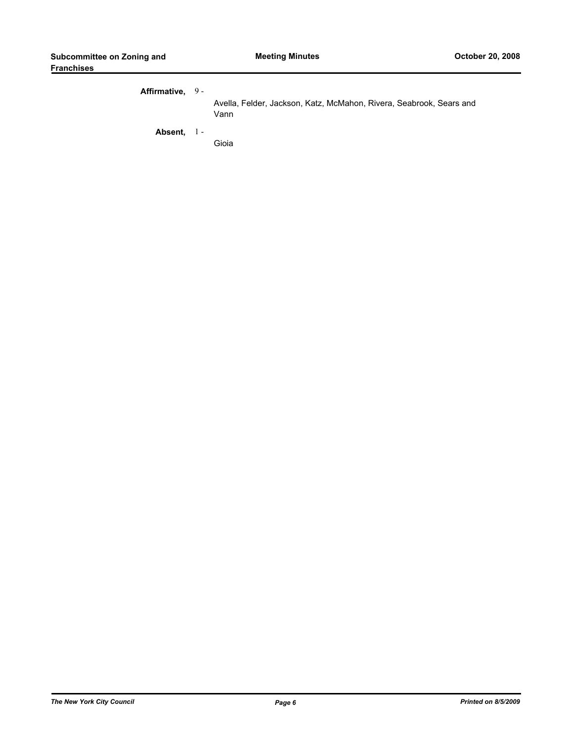**Affirmative,** 9 - Avella, Felder, Jackson, Katz, McMahon, Rivera, Seabrook, Sears and Vann

**Absent,** 1 - Gioia